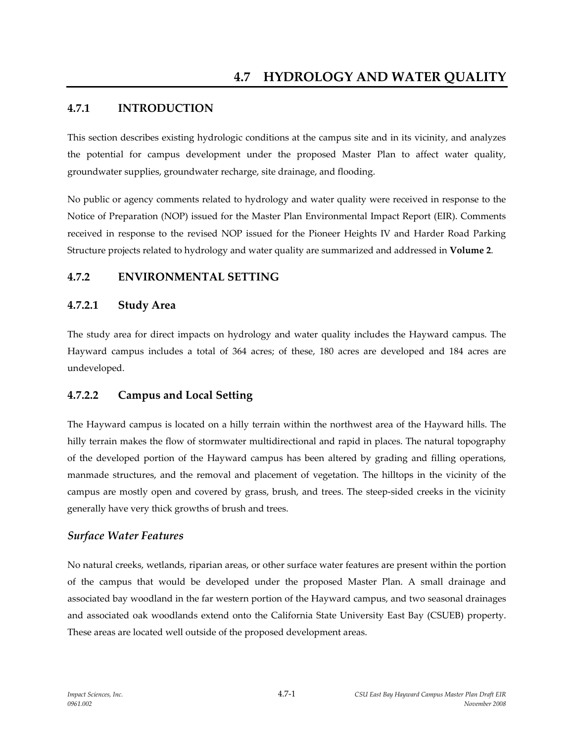# 4.7 HYDROLOGY AND WATER QUALITY

## 4.7.1 INTRODUCTION

This section describes existing hydrologic conditions at the campus site and in its vicinity, and analyzes the potential for campus development under the proposed Master Plan to affect water quality, groundwater supplies, groundwater recharge, site drainage, and flooding.

No public or agency comments related to hydrology and water quality were received in response to the Notice of Preparation (NOP) issued for the Master Plan Environmental Impact Report (EIR). Comments received in response to the revised NOP issued for the Pioneer Heights IV and Harder Road Parking Structure projects related to hydrology and water quality are summarized and addressed in **Volume 2**.

## 4.7.2 ENVIRONMENTAL SETTING

### 4.7.2.1 Study Area

The study area for direct impacts on hydrology and water quality includes the Hayward campus. The Hayward campus includes a total of 364 acres; of these, 180 acres are developed and 184 acres are undeveloped.

### 4.7.2.2 Campus and Local Setting

The Hayward campus is located on a hilly terrain within the northwest area of the Hayward hills. The hilly terrain makes the flow of stormwater multidirectional and rapid in places. The natural topography of the developed portion of the Hayward campus has been altered by grading and filling operations, manmade structures, and the removal and placement of vegetation. The hilltops in the vicinity of the campus are mostly open and covered by grass, brush, and trees. The steep-sided creeks in the vicinity generally have very thick growths of brush and trees.

#### *Surface Water Features*

No natural creeks, wetlands, riparian areas, or other surface water features are present within the portion of the campus that would be developed under the proposed Master Plan. A small drainage and associated bay woodland in the far western portion of the Hayward campus, and two seasonal drainages and associated oak woodlands extend onto the California State University East Bay (CSUEB) property. These areas are located well outside of the proposed development areas.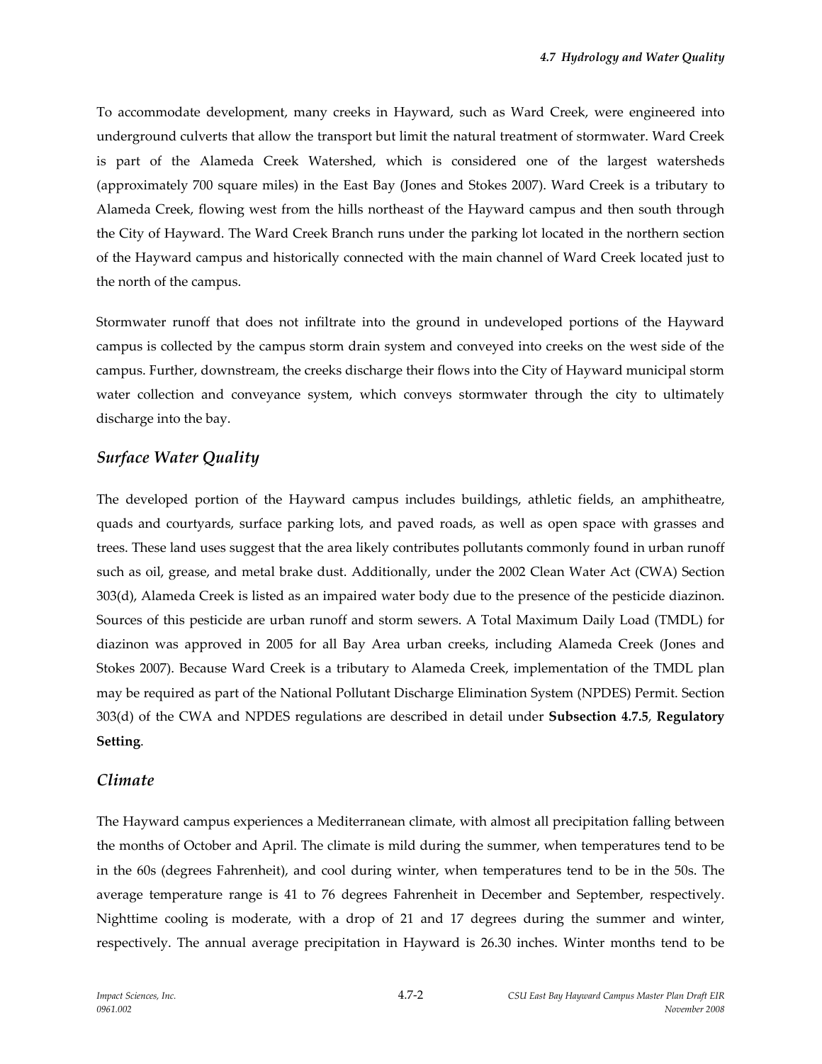To accommodate development, many creeks in Hayward, such as Ward Creek, were engineered into underground culverts that allow the transport but limit the natural treatment of stormwater. Ward Creek is part of the Alameda Creek Watershed, which is considered one of the largest watersheds (approximately 700 square miles) in the East Bay (Jones and Stokes 2007). Ward Creek is a tributary to Alameda Creek, flowing west from the hills northeast of the Hayward campus and then south through the City of Hayward. The Ward Creek Branch runs under the parking lot located in the northern section of the Hayward campus and historically connected with the main channel of Ward Creek located just to the north of the campus.

Stormwater runoff that does not infiltrate into the ground in undeveloped portions of the Hayward campus is collected by the campus storm drain system and conveyed into creeks on the west side of the campus. Further, downstream, the creeks discharge their flows into the City of Hayward municipal storm water collection and conveyance system, which conveys stormwater through the city to ultimately discharge into the bay.

### *Surface Water Quality*

The developed portion of the Hayward campus includes buildings, athletic fields, an amphitheatre, quads and courtyards, surface parking lots, and paved roads, as well as open space with grasses and trees. These land uses suggest that the area likely contributes pollutants commonly found in urban runoff such as oil, grease, and metal brake dust. Additionally, under the 2002 Clean Water Act (CWA) Section 303(d), Alameda Creek is listed as an impaired water body due to the presence of the pesticide diazinon. Sources of this pesticide are urban runoff and storm sewers. A Total Maximum Daily Load (TMDL) for diazinon was approved in 2005 for all Bay Area urban creeks, including Alameda Creek (Jones and Stokes 2007). Because Ward Creek is a tributary to Alameda Creek, implementation of the TMDL plan may be required as part of the National Pollutant Discharge Elimination System (NPDES) Permit. Section 303(d) of the CWA and NPDES regulations are described in detail under **Subsection 4.7.5**, **Regulatory Setting**.

### *Climate*

The Hayward campus experiences a Mediterranean climate, with almost all precipitation falling between the months of October and April. The climate is mild during the summer, when temperatures tend to be in the 60s (degrees Fahrenheit), and cool during winter, when temperatures tend to be in the 50s. The average temperature range is 41 to 76 degrees Fahrenheit in December and September, respectively. Nighttime cooling is moderate, with a drop of 21 and 17 degrees during the summer and winter, respectively. The annual average precipitation in Hayward is 26.30 inches. Winter months tend to be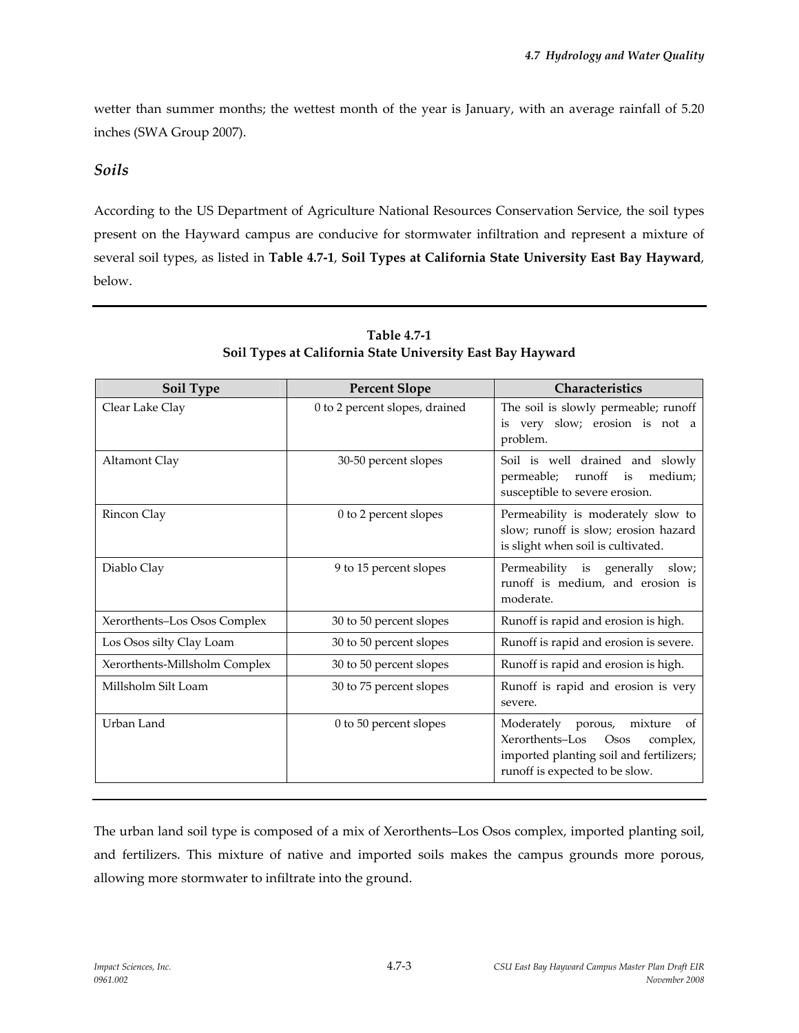wetter than summer months; the wettest month of the year is January, with an average rainfall of 5.20 inches (SWA Group 2007).

### *Soils*

According to the US Department of Agriculture National Resources Conservation Service, the soil types present on the Hayward campus are conducive for stormwater infiltration and represent a mixture of several soil types, as listed in **Table 4.7-1**, **Soil Types at California State University East Bay Hayward**, below.

**Table 4.7-1**
**Soil Types at California State University East Bay Hayward**

| Soil Type | Percent Slope | Characteristics |
|---|---|---|
| Clear Lake Clay | 0 to 2 percent slopes, drained | The soil is slowly permeable; runoff is very slow; erosion is not a problem. |
| Altamont Clay | 30-50 percent slopes | Soil is well drained and slowly permeable; runoff is medium; susceptible to severe erosion. |
| Rincon Clay | 0 to 2 percent slopes | Permeability is moderately slow to slow; runoff is slow; erosion hazard is slight when soil is cultivated. |
| Diablo Clay | 9 to 15 percent slopes | Permeability is generally slow; runoff is medium, and erosion is moderate. |
| Xerorthents–Los Osos Complex | 30 to 50 percent slopes | Runoff is rapid and erosion is high. |
| Los Osos silty Clay Loam | 30 to 50 percent slopes | Runoff is rapid and erosion is severe. |
| Xerorthents-Millsholm Complex | 30 to 50 percent slopes | Runoff is rapid and erosion is high. |
| Millsholm Silt Loam | 30 to 75 percent slopes | Runoff is rapid and erosion is very severe. |
| Urban Land | 0 to 50 percent slopes | Moderately porous, mixture of Xerorthents–Los Osos complex, imported planting soil and fertilizers; runoff is expected to be slow. |

The urban land soil type is composed of a mix of Xerorthents–Los Osos complex, imported planting soil, and fertilizers. This mixture of native and imported soils makes the campus grounds more porous, allowing more stormwater to infiltrate into the ground.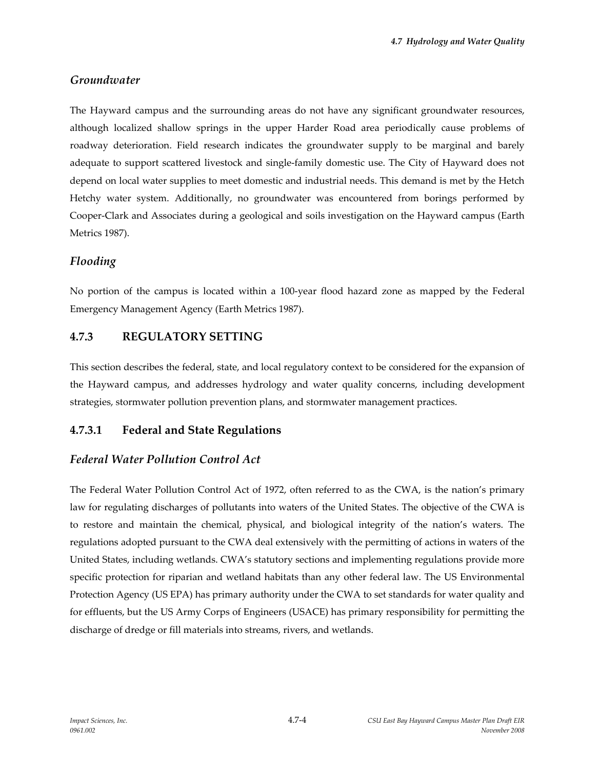### *Groundwater*

The Hayward campus and the surrounding areas do not have any significant groundwater resources, although localized shallow springs in the upper Harder Road area periodically cause problems of roadway deterioration. Field research indicates the groundwater supply to be marginal and barely adequate to support scattered livestock and single-family domestic use. The City of Hayward does not depend on local water supplies to meet domestic and industrial needs. This demand is met by the Hetch Hetchy water system. Additionally, no groundwater was encountered from borings performed by Cooper-Clark and Associates during a geological and soils investigation on the Hayward campus (Earth Metrics 1987).

### *Flooding*

No portion of the campus is located within a 100-year flood hazard zone as mapped by the Federal Emergency Management Agency (Earth Metrics 1987).

## 4.7.3 REGULATORY SETTING

This section describes the federal, state, and local regulatory context to be considered for the expansion of the Hayward campus, and addresses hydrology and water quality concerns, including development strategies, stormwater pollution prevention plans, and stormwater management practices.

## 4.7.3.1 Federal and State Regulations

### *Federal Water Pollution Control Act*

The Federal Water Pollution Control Act of 1972, often referred to as the CWA, is the nation's primary law for regulating discharges of pollutants into waters of the United States. The objective of the CWA is to restore and maintain the chemical, physical, and biological integrity of the nation's waters. The regulations adopted pursuant to the CWA deal extensively with the permitting of actions in waters of the United States, including wetlands. CWA's statutory sections and implementing regulations provide more specific protection for riparian and wetland habitats than any other federal law. The US Environmental Protection Agency (US EPA) has primary authority under the CWA to set standards for water quality and for effluents, but the US Army Corps of Engineers (USACE) has primary responsibility for permitting the discharge of dredge or fill materials into streams, rivers, and wetlands.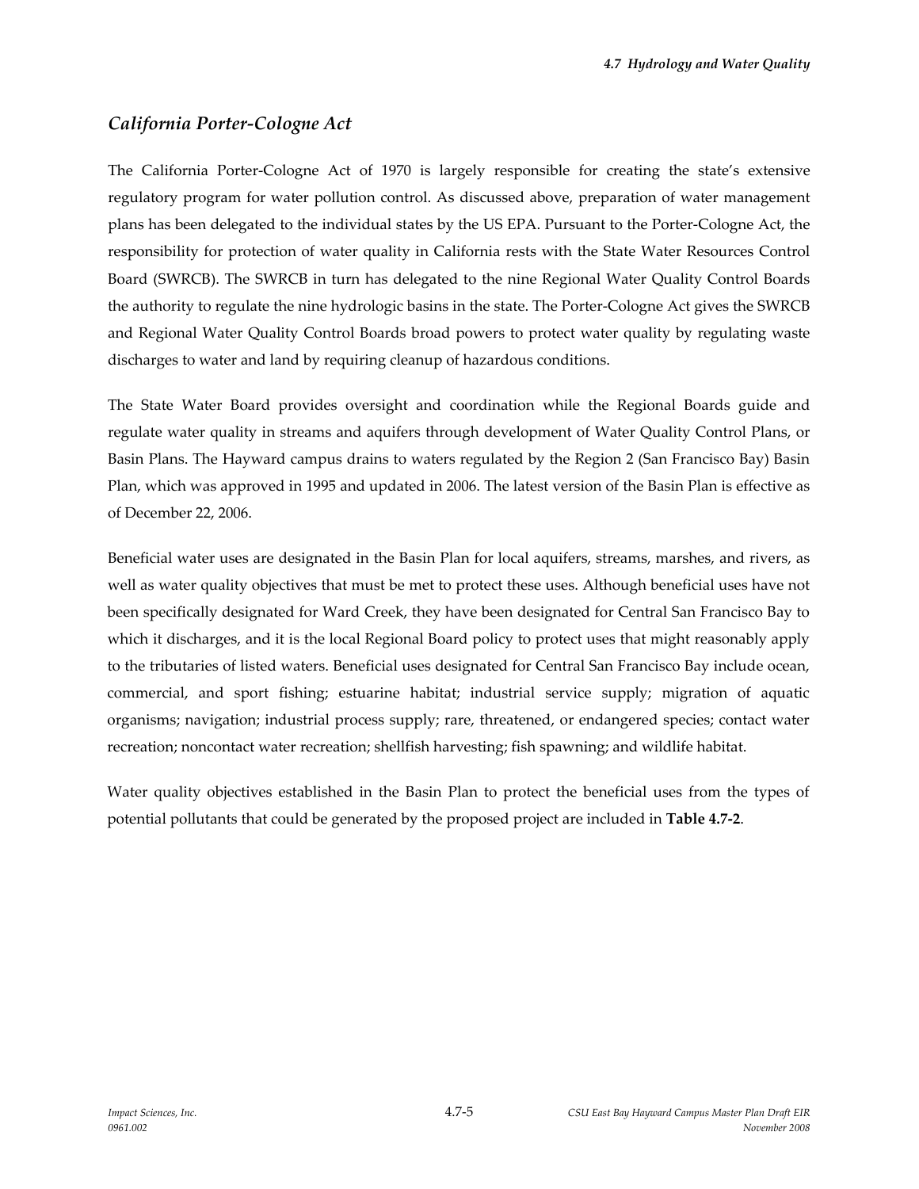## *California Porter-Cologne Act*

The California Porter-Cologne Act of 1970 is largely responsible for creating the state's extensive regulatory program for water pollution control. As discussed above, preparation of water management plans has been delegated to the individual states by the US EPA. Pursuant to the Porter-Cologne Act, the responsibility for protection of water quality in California rests with the State Water Resources Control Board (SWRCB). The SWRCB in turn has delegated to the nine Regional Water Quality Control Boards the authority to regulate the nine hydrologic basins in the state. The Porter-Cologne Act gives the SWRCB and Regional Water Quality Control Boards broad powers to protect water quality by regulating waste discharges to water and land by requiring cleanup of hazardous conditions.

The State Water Board provides oversight and coordination while the Regional Boards guide and regulate water quality in streams and aquifers through development of Water Quality Control Plans, or Basin Plans. The Hayward campus drains to waters regulated by the Region 2 (San Francisco Bay) Basin Plan, which was approved in 1995 and updated in 2006. The latest version of the Basin Plan is effective as of December 22, 2006.

Beneficial water uses are designated in the Basin Plan for local aquifers, streams, marshes, and rivers, as well as water quality objectives that must be met to protect these uses. Although beneficial uses have not been specifically designated for Ward Creek, they have been designated for Central San Francisco Bay to which it discharges, and it is the local Regional Board policy to protect uses that might reasonably apply to the tributaries of listed waters. Beneficial uses designated for Central San Francisco Bay include ocean, commercial, and sport fishing; estuarine habitat; industrial service supply; migration of aquatic organisms; navigation; industrial process supply; rare, threatened, or endangered species; contact water recreation; noncontact water recreation; shellfish harvesting; fish spawning; and wildlife habitat.

Water quality objectives established in the Basin Plan to protect the beneficial uses from the types of potential pollutants that could be generated by the proposed project are included in **Table 4.7-2**.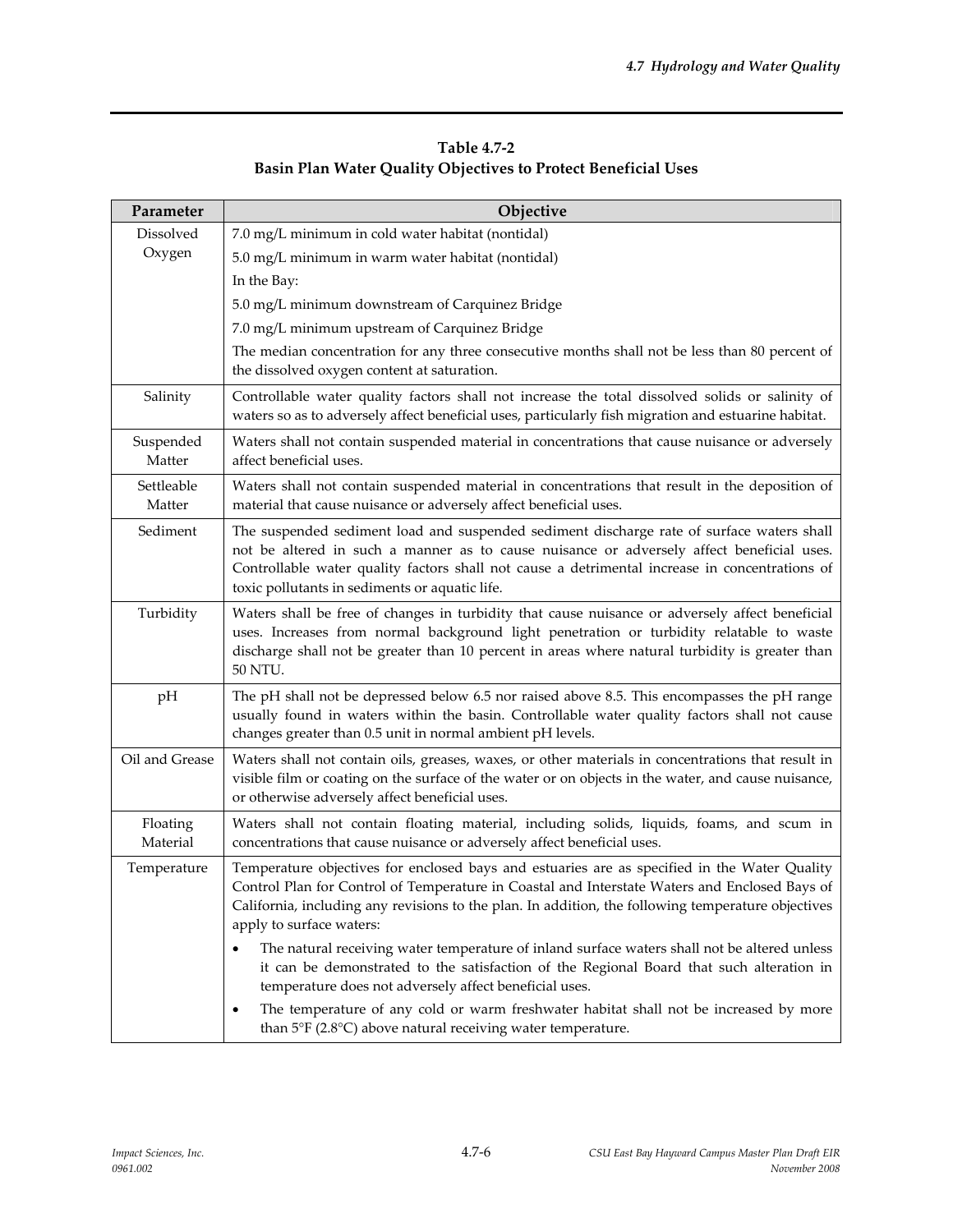**Table 4.7-2**
**Basin Plan Water Quality Objectives to Protect Beneficial Uses**

| Parameter | Objective |
|---|---|
| Dissolved Oxygen | 7.0 mg/L minimum in cold water habitat (nontidal) |
| | 5.0 mg/L minimum in warm water habitat (nontidal) |
| | In the Bay: |
| | 5.0 mg/L minimum downstream of Carquinez Bridge |
| | 7.0 mg/L minimum upstream of Carquinez Bridge |
| | The median concentration for any three consecutive months shall not be less than 80 percent of the dissolved oxygen content at saturation. |
| Salinity | Controllable water quality factors shall not increase the total dissolved solids or salinity of waters so as to adversely affect beneficial uses, particularly fish migration and estuarine habitat. |
| Suspended Matter | Waters shall not contain suspended material in concentrations that cause nuisance or adversely affect beneficial uses. |
| Settleable Matter | Waters shall not contain suspended material in concentrations that result in the deposition of material that cause nuisance or adversely affect beneficial uses. |
| Sediment | The suspended sediment load and suspended sediment discharge rate of surface waters shall not be altered in such a manner as to cause nuisance or adversely affect beneficial uses. Controllable water quality factors shall not cause a detrimental increase in concentrations of toxic pollutants in sediments or aquatic life. |
| Turbidity | Waters shall be free of changes in turbidity that cause nuisance or adversely affect beneficial uses. Increases from normal background light penetration or turbidity relatable to waste discharge shall not be greater than 10 percent in areas where natural turbidity is greater than 50 NTU. |
| pH | The pH shall not be depressed below 6.5 nor raised above 8.5. This encompasses the pH range usually found in waters within the basin. Controllable water quality factors shall not cause changes greater than 0.5 unit in normal ambient pH levels. |
| Oil and Grease | Waters shall not contain oils, greases, waxes, or other materials in concentrations that result in visible film or coating on the surface of the water or on objects in the water, and cause nuisance, or otherwise adversely affect beneficial uses. |
| Floating Material | Waters shall not contain floating material, including solids, liquids, foams, and scum in concentrations that cause nuisance or adversely affect beneficial uses. |
| Temperature | Temperature objectives for enclosed bays and estuaries are as specified in the Water Quality Control Plan for Control of Temperature in Coastal and Interstate Waters and Enclosed Bays of California, including any revisions to the plan. In addition, the following temperature objectives apply to surface waters: |
| | • The natural receiving water temperature of inland surface waters shall not be altered unless it can be demonstrated to the satisfaction of the Regional Board that such alteration in temperature does not adversely affect beneficial uses. |
| | • The temperature of any cold or warm freshwater habitat shall not be increased by more than 5°F (2.8°C) above natural receiving water temperature. |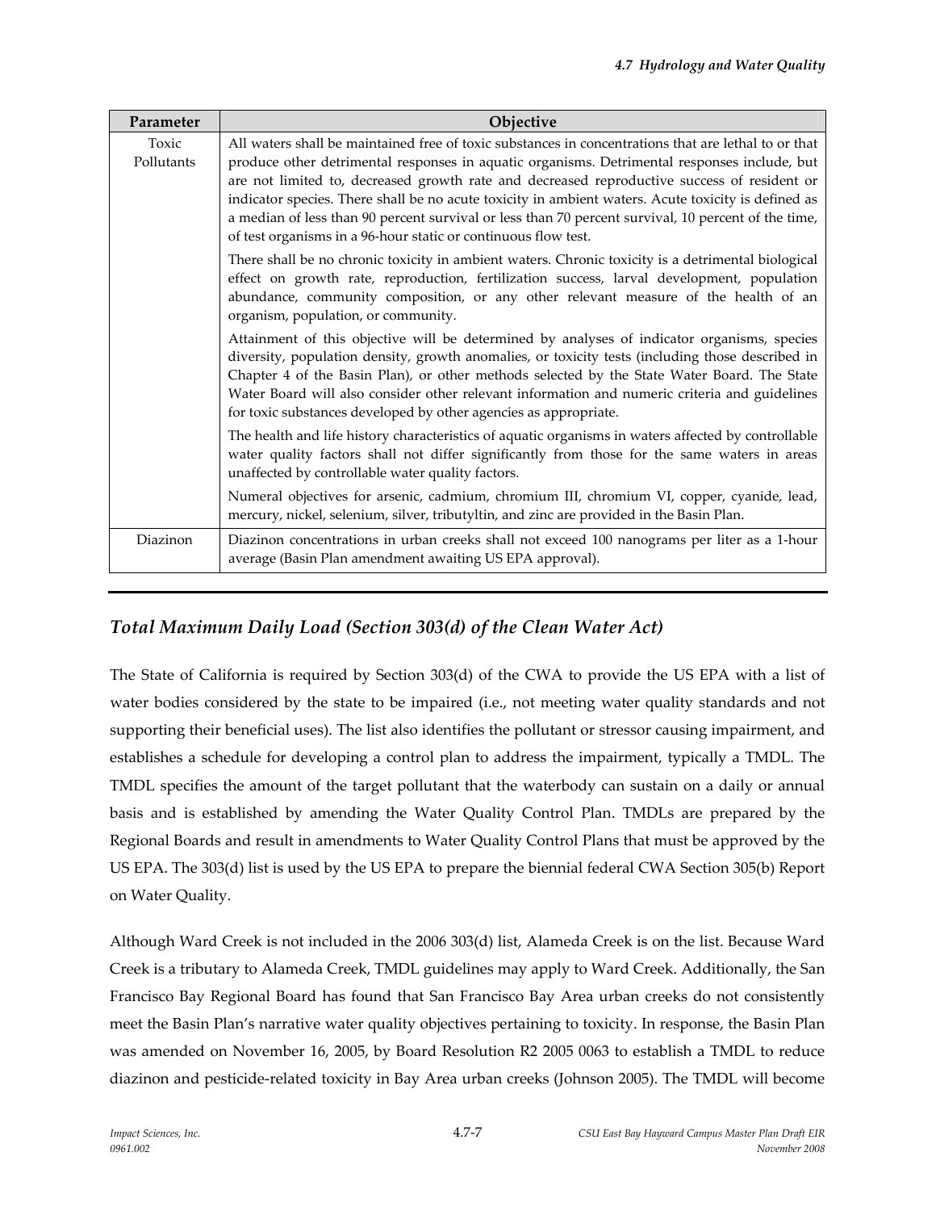| Parameter | Objective |
| --- | --- |
| Toxic Pollutants | All waters shall be maintained free of toxic substances in concentrations that are lethal to or that produce other detrimental responses in aquatic organisms. Detrimental responses include, but are not limited to, decreased growth rate and decreased reproductive success of resident or indicator species. There shall be no acute toxicity in ambient waters. Acute toxicity is defined as a median of less than 90 percent survival or less than 70 percent survival, 10 percent of the time, of test organisms in a 96-hour static or continuous flow test.<br><br>There shall be no chronic toxicity in ambient waters. Chronic toxicity is a detrimental biological effect on growth rate, reproduction, fertilization success, larval development, population abundance, community composition, or any other relevant measure of the health of an organism, population, or community.<br><br>Attainment of this objective will be determined by analyses of indicator organisms, species diversity, population density, growth anomalies, or toxicity tests (including those described in Chapter 4 of the Basin Plan), or other methods selected by the State Water Board. The State Water Board will also consider other relevant information and numeric criteria and guidelines for toxic substances developed by other agencies as appropriate.<br><br>The health and life history characteristics of aquatic organisms in waters affected by controllable water quality factors shall not differ significantly from those for the same waters in areas unaffected by controllable water quality factors.<br><br>Numeral objectives for arsenic, cadmium, chromium III, chromium VI, copper, cyanide, lead, mercury, nickel, selenium, silver, tributyltin, and zinc are provided in the Basin Plan. |
| Diazinon | Diazinon concentrations in urban creeks shall not exceed 100 nanograms per liter as a 1-hour average (Basin Plan amendment awaiting US EPA approval). |

### *Total Maximum Daily Load (Section 303(d) of the Clean Water Act)*

The State of California is required by Section 303(d) of the CWA to provide the US EPA with a list of water bodies considered by the state to be impaired (i.e., not meeting water quality standards and not supporting their beneficial uses). The list also identifies the pollutant or stressor causing impairment, and establishes a schedule for developing a control plan to address the impairment, typically a TMDL. The TMDL specifies the amount of the target pollutant that the waterbody can sustain on a daily or annual basis and is established by amending the Water Quality Control Plan. TMDLs are prepared by the Regional Boards and result in amendments to Water Quality Control Plans that must be approved by the US EPA. The 303(d) list is used by the US EPA to prepare the biennial federal CWA Section 305(b) Report on Water Quality.

Although Ward Creek is not included in the 2006 303(d) list, Alameda Creek is on the list. Because Ward Creek is a tributary to Alameda Creek, TMDL guidelines may apply to Ward Creek. Additionally, the San Francisco Bay Regional Board has found that San Francisco Bay Area urban creeks do not consistently meet the Basin Plan's narrative water quality objectives pertaining to toxicity. In response, the Basin Plan was amended on November 16, 2005, by Board Resolution R2 2005 0063 to establish a TMDL to reduce diazinon and pesticide-related toxicity in Bay Area urban creeks (Johnson 2005). The TMDL will become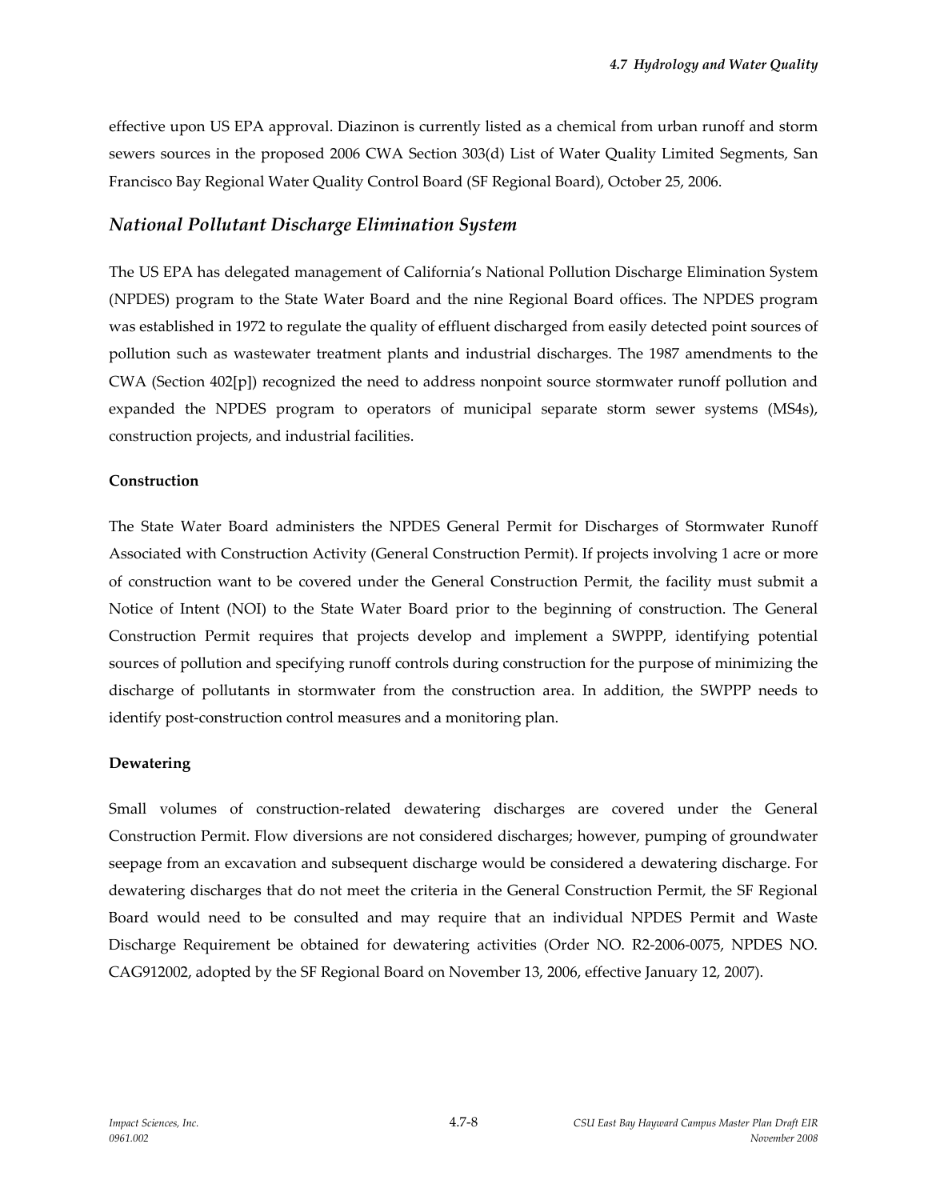effective upon US EPA approval. Diazinon is currently listed as a chemical from urban runoff and storm sewers sources in the proposed 2006 CWA Section 303(d) List of Water Quality Limited Segments, San Francisco Bay Regional Water Quality Control Board (SF Regional Board), October 25, 2006.

## *National Pollutant Discharge Elimination System*

The US EPA has delegated management of California's National Pollution Discharge Elimination System (NPDES) program to the State Water Board and the nine Regional Board offices. The NPDES program was established in 1972 to regulate the quality of effluent discharged from easily detected point sources of pollution such as wastewater treatment plants and industrial discharges. The 1987 amendments to the CWA (Section 402[p]) recognized the need to address nonpoint source stormwater runoff pollution and expanded the NPDES program to operators of municipal separate storm sewer systems (MS4s), construction projects, and industrial facilities.

**Construction**

The State Water Board administers the NPDES General Permit for Discharges of Stormwater Runoff Associated with Construction Activity (General Construction Permit). If projects involving 1 acre or more of construction want to be covered under the General Construction Permit, the facility must submit a Notice of Intent (NOI) to the State Water Board prior to the beginning of construction. The General Construction Permit requires that projects develop and implement a SWPPP, identifying potential sources of pollution and specifying runoff controls during construction for the purpose of minimizing the discharge of pollutants in stormwater from the construction area. In addition, the SWPPP needs to identify post-construction control measures and a monitoring plan.

**Dewatering**

Small volumes of construction-related dewatering discharges are covered under the General Construction Permit. Flow diversions are not considered discharges; however, pumping of groundwater seepage from an excavation and subsequent discharge would be considered a dewatering discharge. For dewatering discharges that do not meet the criteria in the General Construction Permit, the SF Regional Board would need to be consulted and may require that an individual NPDES Permit and Waste Discharge Requirement be obtained for dewatering activities (Order NO. R2-2006-0075, NPDES NO. CAG912002, adopted by the SF Regional Board on November 13, 2006, effective January 12, 2007).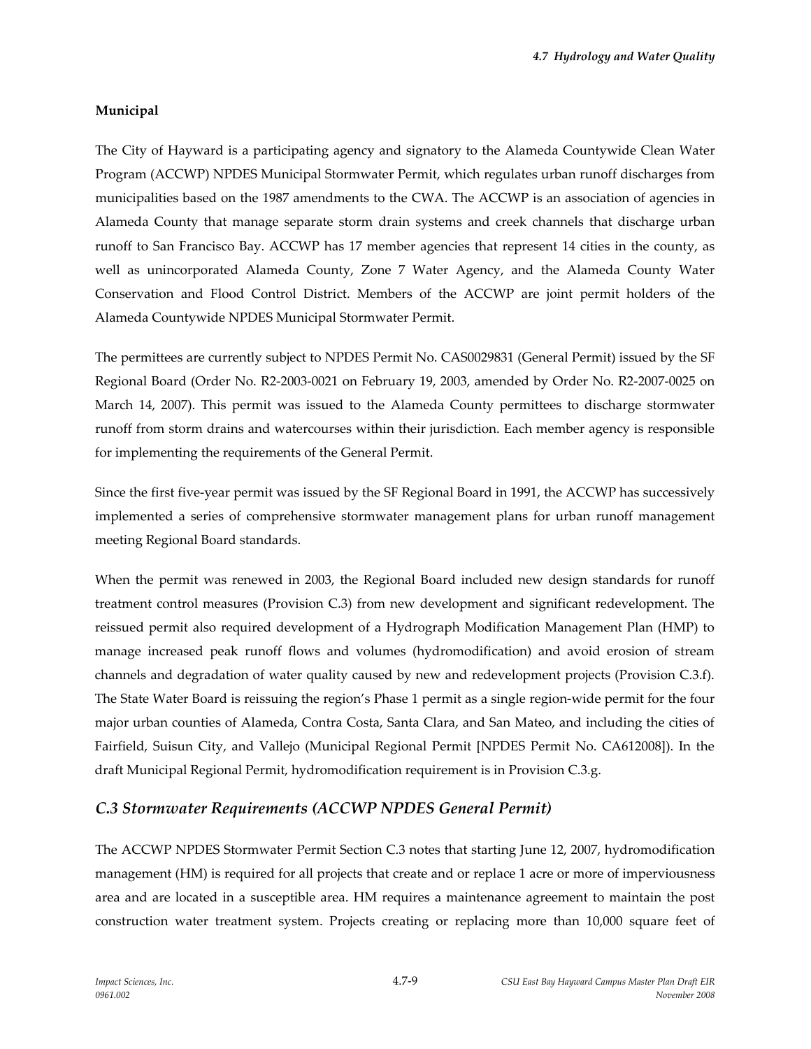**Municipal**

The City of Hayward is a participating agency and signatory to the Alameda Countywide Clean Water Program (ACCWP) NPDES Municipal Stormwater Permit, which regulates urban runoff discharges from municipalities based on the 1987 amendments to the CWA. The ACCWP is an association of agencies in Alameda County that manage separate storm drain systems and creek channels that discharge urban runoff to San Francisco Bay. ACCWP has 17 member agencies that represent 14 cities in the county, as well as unincorporated Alameda County, Zone 7 Water Agency, and the Alameda County Water Conservation and Flood Control District. Members of the ACCWP are joint permit holders of the Alameda Countywide NPDES Municipal Stormwater Permit.

The permittees are currently subject to NPDES Permit No. CAS0029831 (General Permit) issued by the SF Regional Board (Order No. R2-2003-0021 on February 19, 2003, amended by Order No. R2-2007-0025 on March 14, 2007). This permit was issued to the Alameda County permittees to discharge stormwater runoff from storm drains and watercourses within their jurisdiction. Each member agency is responsible for implementing the requirements of the General Permit.

Since the first five-year permit was issued by the SF Regional Board in 1991, the ACCWP has successively implemented a series of comprehensive stormwater management plans for urban runoff management meeting Regional Board standards.

When the permit was renewed in 2003, the Regional Board included new design standards for runoff treatment control measures (Provision C.3) from new development and significant redevelopment. The reissued permit also required development of a Hydrograph Modification Management Plan (HMP) to manage increased peak runoff flows and volumes (hydromodification) and avoid erosion of stream channels and degradation of water quality caused by new and redevelopment projects (Provision C.3.f). The State Water Board is reissuing the region's Phase 1 permit as a single region-wide permit for the four major urban counties of Alameda, Contra Costa, Santa Clara, and San Mateo, and including the cities of Fairfield, Suisun City, and Vallejo (Municipal Regional Permit [NPDES Permit No. CA612008]). In the draft Municipal Regional Permit, hydromodification requirement is in Provision C.3.g.

## *C.3 Stormwater Requirements (ACCWP NPDES General Permit)*

The ACCWP NPDES Stormwater Permit Section C.3 notes that starting June 12, 2007, hydromodification management (HM) is required for all projects that create and or replace 1 acre or more of imperviousness area and are located in a susceptible area. HM requires a maintenance agreement to maintain the post construction water treatment system. Projects creating or replacing more than 10,000 square feet of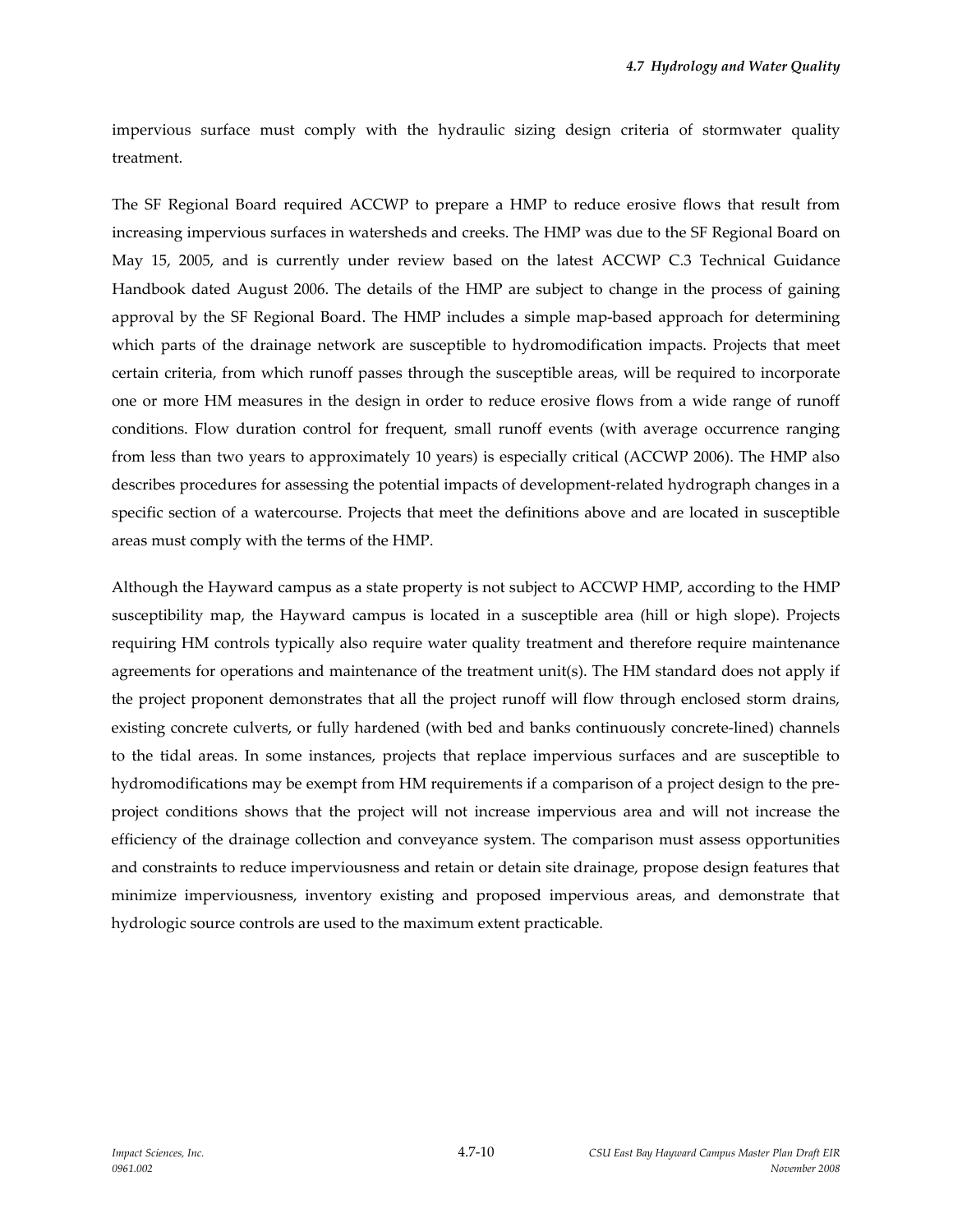impervious surface must comply with the hydraulic sizing design criteria of stormwater quality treatment.

The SF Regional Board required ACCWP to prepare a HMP to reduce erosive flows that result from increasing impervious surfaces in watersheds and creeks. The HMP was due to the SF Regional Board on May 15, 2005, and is currently under review based on the latest ACCWP C.3 Technical Guidance Handbook dated August 2006. The details of the HMP are subject to change in the process of gaining approval by the SF Regional Board. The HMP includes a simple map-based approach for determining which parts of the drainage network are susceptible to hydromodification impacts. Projects that meet certain criteria, from which runoff passes through the susceptible areas, will be required to incorporate one or more HM measures in the design in order to reduce erosive flows from a wide range of runoff conditions. Flow duration control for frequent, small runoff events (with average occurrence ranging from less than two years to approximately 10 years) is especially critical (ACCWP 2006). The HMP also describes procedures for assessing the potential impacts of development-related hydrograph changes in a specific section of a watercourse. Projects that meet the definitions above and are located in susceptible areas must comply with the terms of the HMP.

Although the Hayward campus as a state property is not subject to ACCWP HMP, according to the HMP susceptibility map, the Hayward campus is located in a susceptible area (hill or high slope). Projects requiring HM controls typically also require water quality treatment and therefore require maintenance agreements for operations and maintenance of the treatment unit(s). The HM standard does not apply if the project proponent demonstrates that all the project runoff will flow through enclosed storm drains, existing concrete culverts, or fully hardened (with bed and banks continuously concrete-lined) channels to the tidal areas. In some instances, projects that replace impervious surfaces and are susceptible to hydromodifications may be exempt from HM requirements if a comparison of a project design to the pre-project conditions shows that the project will not increase impervious area and will not increase the efficiency of the drainage collection and conveyance system. The comparison must assess opportunities and constraints to reduce imperviousness and retain or detain site drainage, propose design features that minimize imperviousness, inventory existing and proposed impervious areas, and demonstrate that hydrologic source controls are used to the maximum extent practicable.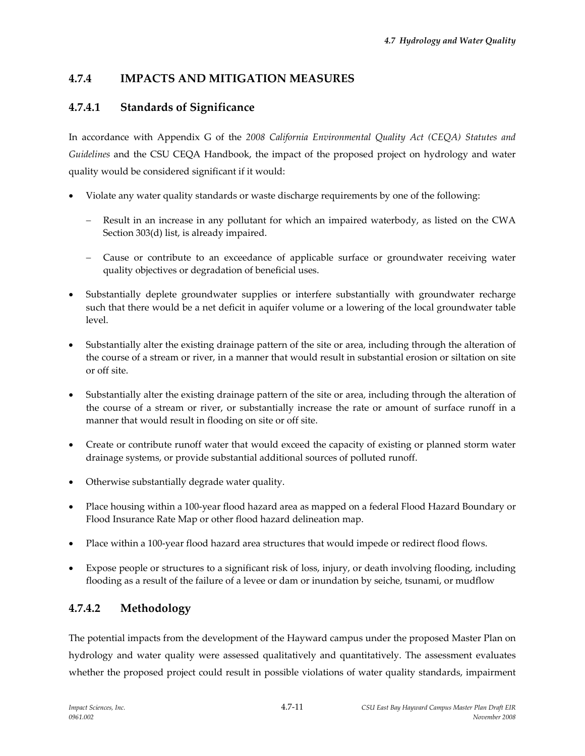## 4.7.4 IMPACTS AND MITIGATION MEASURES

### 4.7.4.1 Standards of Significance

In accordance with Appendix G of the *2008 California Environmental Quality Act (CEQA) Statutes and Guidelines* and the CSU CEQA Handbook, the impact of the proposed project on hydrology and water quality would be considered significant if it would:

- Violate any water quality standards or waste discharge requirements by one of the following:
  - Result in an increase in any pollutant for which an impaired waterbody, as listed on the CWA Section 303(d) list, is already impaired.
  - Cause or contribute to an exceedance of applicable surface or groundwater receiving water quality objectives or degradation of beneficial uses.
- Substantially deplete groundwater supplies or interfere substantially with groundwater recharge such that there would be a net deficit in aquifer volume or a lowering of the local groundwater table level.
- Substantially alter the existing drainage pattern of the site or area, including through the alteration of the course of a stream or river, in a manner that would result in substantial erosion or siltation on site or off site.
- Substantially alter the existing drainage pattern of the site or area, including through the alteration of the course of a stream or river, or substantially increase the rate or amount of surface runoff in a manner that would result in flooding on site or off site.
- Create or contribute runoff water that would exceed the capacity of existing or planned storm water drainage systems, or provide substantial additional sources of polluted runoff.
- Otherwise substantially degrade water quality.
- Place housing within a 100-year flood hazard area as mapped on a federal Flood Hazard Boundary or Flood Insurance Rate Map or other flood hazard delineation map.
- Place within a 100-year flood hazard area structures that would impede or redirect flood flows.
- Expose people or structures to a significant risk of loss, injury, or death involving flooding, including flooding as a result of the failure of a levee or dam or inundation by seiche, tsunami, or mudflow

### 4.7.4.2 Methodology

The potential impacts from the development of the Hayward campus under the proposed Master Plan on hydrology and water quality were assessed qualitatively and quantitatively. The assessment evaluates whether the proposed project could result in possible violations of water quality standards, impairment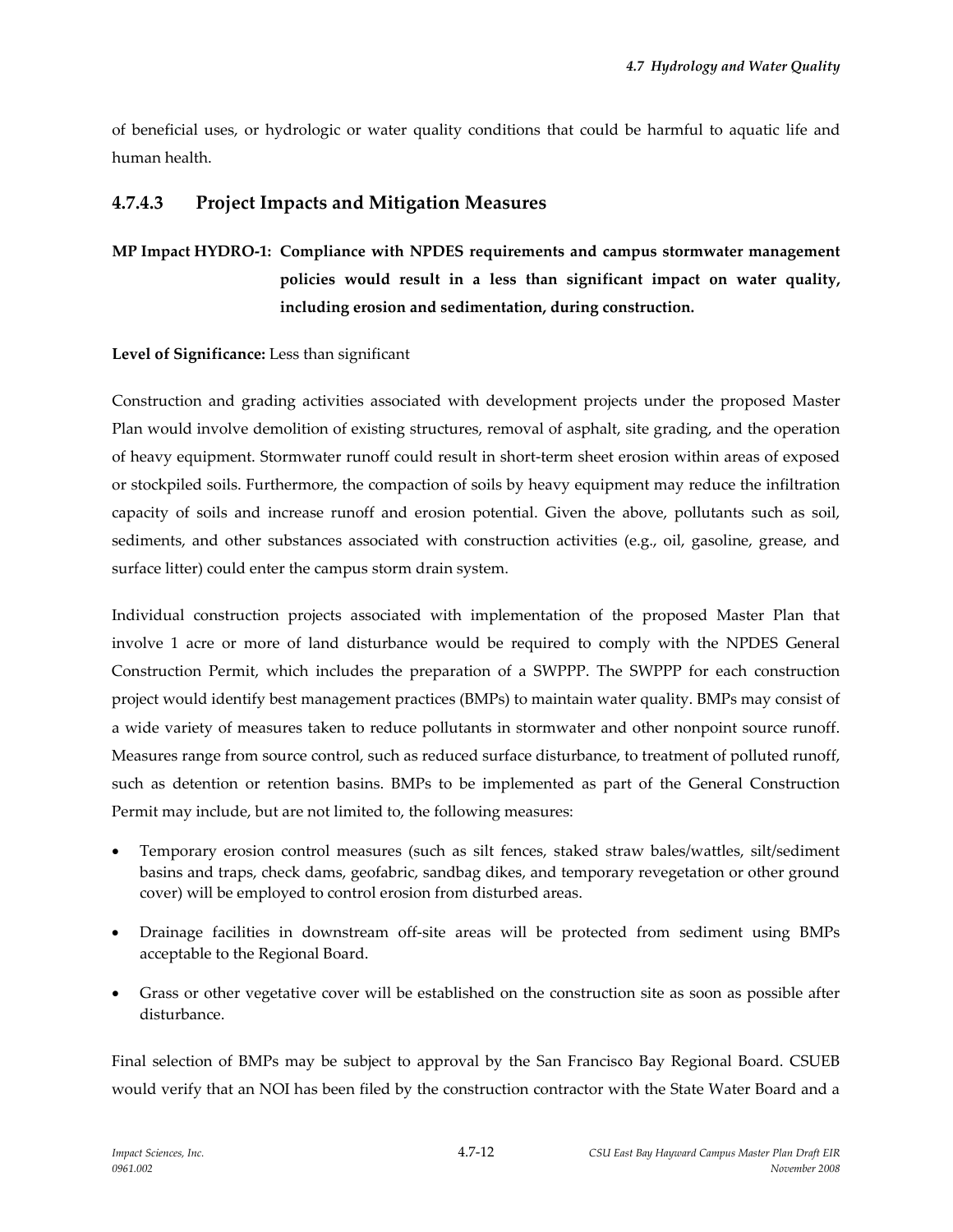of beneficial uses, or hydrologic or water quality conditions that could be harmful to aquatic life and human health.

### 4.7.4.3 Project Impacts and Mitigation Measures

**MP Impact HYDRO-1: Compliance with NPDES requirements and campus stormwater management policies would result in a less than significant impact on water quality, including erosion and sedimentation, during construction.**

**Level of Significance:** Less than significant

Construction and grading activities associated with development projects under the proposed Master Plan would involve demolition of existing structures, removal of asphalt, site grading, and the operation of heavy equipment. Stormwater runoff could result in short-term sheet erosion within areas of exposed or stockpiled soils. Furthermore, the compaction of soils by heavy equipment may reduce the infiltration capacity of soils and increase runoff and erosion potential. Given the above, pollutants such as soil, sediments, and other substances associated with construction activities (e.g., oil, gasoline, grease, and surface litter) could enter the campus storm drain system.

Individual construction projects associated with implementation of the proposed Master Plan that involve 1 acre or more of land disturbance would be required to comply with the NPDES General Construction Permit, which includes the preparation of a SWPPP. The SWPPP for each construction project would identify best management practices (BMPs) to maintain water quality. BMPs may consist of a wide variety of measures taken to reduce pollutants in stormwater and other nonpoint source runoff. Measures range from source control, such as reduced surface disturbance, to treatment of polluted runoff, such as detention or retention basins. BMPs to be implemented as part of the General Construction Permit may include, but are not limited to, the following measures:

- Temporary erosion control measures (such as silt fences, staked straw bales/wattles, silt/sediment basins and traps, check dams, geofabric, sandbag dikes, and temporary revegetation or other ground cover) will be employed to control erosion from disturbed areas.
- Drainage facilities in downstream off-site areas will be protected from sediment using BMPs acceptable to the Regional Board.
- Grass or other vegetative cover will be established on the construction site as soon as possible after disturbance.

Final selection of BMPs may be subject to approval by the San Francisco Bay Regional Board. CSUEB would verify that an NOI has been filed by the construction contractor with the State Water Board and a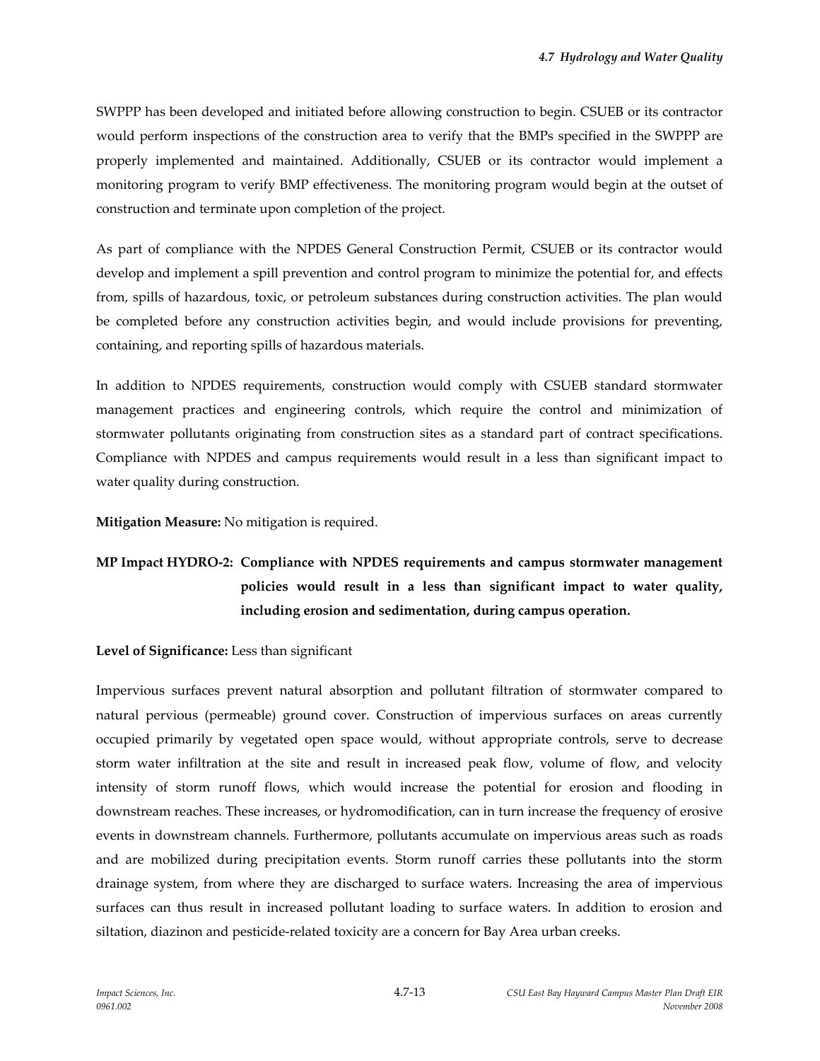SWPPP has been developed and initiated before allowing construction to begin. CSUEB or its contractor would perform inspections of the construction area to verify that the BMPs specified in the SWPPP are properly implemented and maintained. Additionally, CSUEB or its contractor would implement a monitoring program to verify BMP effectiveness. The monitoring program would begin at the outset of construction and terminate upon completion of the project.

As part of compliance with the NPDES General Construction Permit, CSUEB or its contractor would develop and implement a spill prevention and control program to minimize the potential for, and effects from, spills of hazardous, toxic, or petroleum substances during construction activities. The plan would be completed before any construction activities begin, and would include provisions for preventing, containing, and reporting spills of hazardous materials.

In addition to NPDES requirements, construction would comply with CSUEB standard stormwater management practices and engineering controls, which require the control and minimization of stormwater pollutants originating from construction sites as a standard part of contract specifications. Compliance with NPDES and campus requirements would result in a less than significant impact to water quality during construction.

**Mitigation Measure:** No mitigation is required.

**MP Impact HYDRO-2: Compliance with NPDES requirements and campus stormwater management policies would result in a less than significant impact to water quality, including erosion and sedimentation, during campus operation.**

**Level of Significance:** Less than significant

Impervious surfaces prevent natural absorption and pollutant filtration of stormwater compared to natural pervious (permeable) ground cover. Construction of impervious surfaces on areas currently occupied primarily by vegetated open space would, without appropriate controls, serve to decrease storm water infiltration at the site and result in increased peak flow, volume of flow, and velocity intensity of storm runoff flows, which would increase the potential for erosion and flooding in downstream reaches. These increases, or hydromodification, can in turn increase the frequency of erosive events in downstream channels. Furthermore, pollutants accumulate on impervious areas such as roads and are mobilized during precipitation events. Storm runoff carries these pollutants into the storm drainage system, from where they are discharged to surface waters. Increasing the area of impervious surfaces can thus result in increased pollutant loading to surface waters. In addition to erosion and siltation, diazinon and pesticide-related toxicity are a concern for Bay Area urban creeks.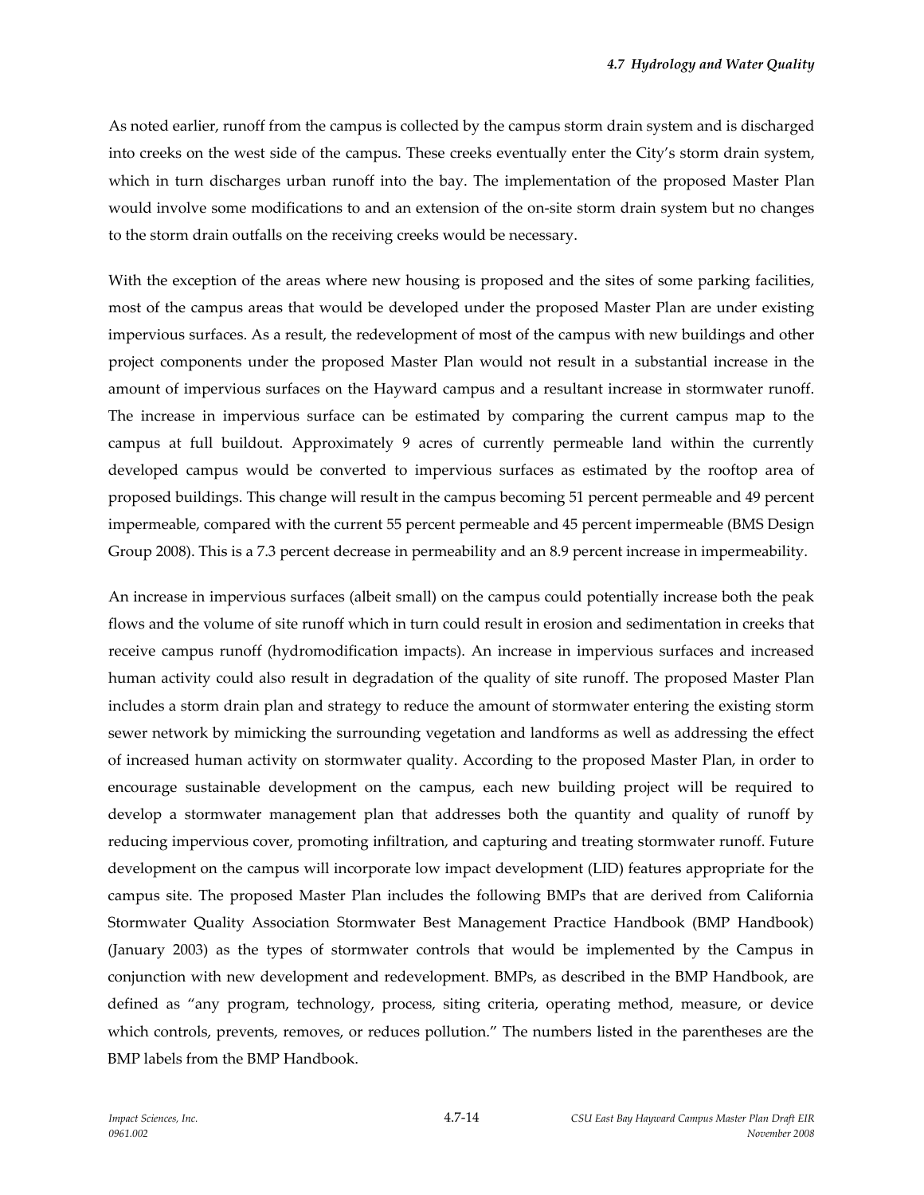As noted earlier, runoff from the campus is collected by the campus storm drain system and is discharged into creeks on the west side of the campus. These creeks eventually enter the City's storm drain system, which in turn discharges urban runoff into the bay. The implementation of the proposed Master Plan would involve some modifications to and an extension of the on-site storm drain system but no changes to the storm drain outfalls on the receiving creeks would be necessary.

With the exception of the areas where new housing is proposed and the sites of some parking facilities, most of the campus areas that would be developed under the proposed Master Plan are under existing impervious surfaces. As a result, the redevelopment of most of the campus with new buildings and other project components under the proposed Master Plan would not result in a substantial increase in the amount of impervious surfaces on the Hayward campus and a resultant increase in stormwater runoff. The increase in impervious surface can be estimated by comparing the current campus map to the campus at full buildout. Approximately 9 acres of currently permeable land within the currently developed campus would be converted to impervious surfaces as estimated by the rooftop area of proposed buildings. This change will result in the campus becoming 51 percent permeable and 49 percent impermeable, compared with the current 55 percent permeable and 45 percent impermeable (BMS Design Group 2008). This is a 7.3 percent decrease in permeability and an 8.9 percent increase in impermeability.

An increase in impervious surfaces (albeit small) on the campus could potentially increase both the peak flows and the volume of site runoff which in turn could result in erosion and sedimentation in creeks that receive campus runoff (hydromodification impacts). An increase in impervious surfaces and increased human activity could also result in degradation of the quality of site runoff. The proposed Master Plan includes a storm drain plan and strategy to reduce the amount of stormwater entering the existing storm sewer network by mimicking the surrounding vegetation and landforms as well as addressing the effect of increased human activity on stormwater quality. According to the proposed Master Plan, in order to encourage sustainable development on the campus, each new building project will be required to develop a stormwater management plan that addresses both the quantity and quality of runoff by reducing impervious cover, promoting infiltration, and capturing and treating stormwater runoff. Future development on the campus will incorporate low impact development (LID) features appropriate for the campus site. The proposed Master Plan includes the following BMPs that are derived from California Stormwater Quality Association Stormwater Best Management Practice Handbook (BMP Handbook) (January 2003) as the types of stormwater controls that would be implemented by the Campus in conjunction with new development and redevelopment. BMPs, as described in the BMP Handbook, are defined as "any program, technology, process, siting criteria, operating method, measure, or device which controls, prevents, removes, or reduces pollution." The numbers listed in the parentheses are the BMP labels from the BMP Handbook.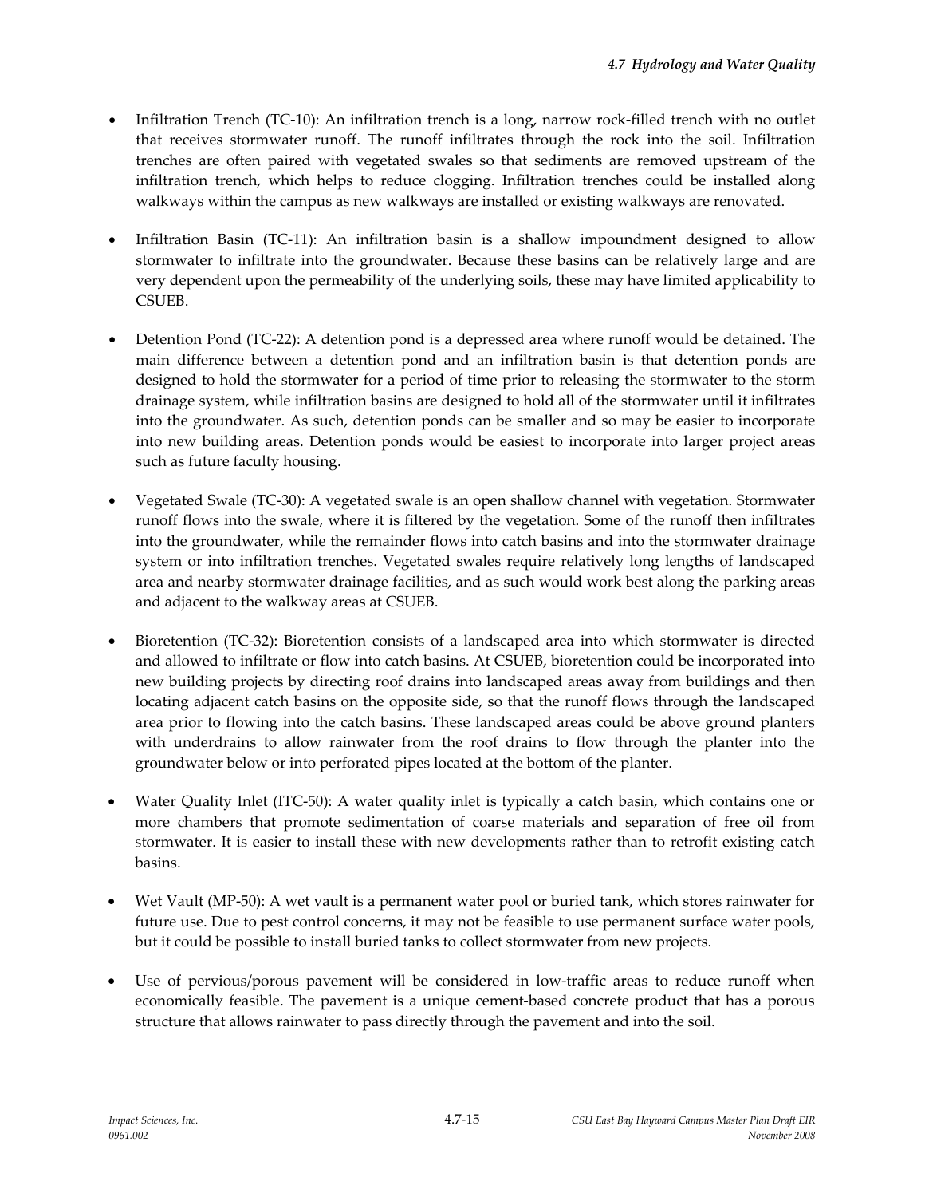- Infiltration Trench (TC-10): An infiltration trench is a long, narrow rock-filled trench with no outlet that receives stormwater runoff. The runoff infiltrates through the rock into the soil. Infiltration trenches are often paired with vegetated swales so that sediments are removed upstream of the infiltration trench, which helps to reduce clogging. Infiltration trenches could be installed along walkways within the campus as new walkways are installed or existing walkways are renovated.

- Infiltration Basin (TC-11): An infiltration basin is a shallow impoundment designed to allow stormwater to infiltrate into the groundwater. Because these basins can be relatively large and are very dependent upon the permeability of the underlying soils, these may have limited applicability to CSUEB.

- Detention Pond (TC-22): A detention pond is a depressed area where runoff would be detained. The main difference between a detention pond and an infiltration basin is that detention ponds are designed to hold the stormwater for a period of time prior to releasing the stormwater to the storm drainage system, while infiltration basins are designed to hold all of the stormwater until it infiltrates into the groundwater. As such, detention ponds can be smaller and so may be easier to incorporate into new building areas. Detention ponds would be easiest to incorporate into larger project areas such as future faculty housing.

- Vegetated Swale (TC-30): A vegetated swale is an open shallow channel with vegetation. Stormwater runoff flows into the swale, where it is filtered by the vegetation. Some of the runoff then infiltrates into the groundwater, while the remainder flows into catch basins and into the stormwater drainage system or into infiltration trenches. Vegetated swales require relatively long lengths of landscaped area and nearby stormwater drainage facilities, and as such would work best along the parking areas and adjacent to the walkway areas at CSUEB.

- Bioretention (TC-32): Bioretention consists of a landscaped area into which stormwater is directed and allowed to infiltrate or flow into catch basins. At CSUEB, bioretention could be incorporated into new building projects by directing roof drains into landscaped areas away from buildings and then locating adjacent catch basins on the opposite side, so that the runoff flows through the landscaped area prior to flowing into the catch basins. These landscaped areas could be above ground planters with underdrains to allow rainwater from the roof drains to flow through the planter into the groundwater below or into perforated pipes located at the bottom of the planter.

- Water Quality Inlet (ITC-50): A water quality inlet is typically a catch basin, which contains one or more chambers that promote sedimentation of coarse materials and separation of free oil from stormwater. It is easier to install these with new developments rather than to retrofit existing catch basins.

- Wet Vault (MP-50): A wet vault is a permanent water pool or buried tank, which stores rainwater for future use. Due to pest control concerns, it may not be feasible to use permanent surface water pools, but it could be possible to install buried tanks to collect stormwater from new projects.

- Use of pervious/porous pavement will be considered in low-traffic areas to reduce runoff when economically feasible. The pavement is a unique cement-based concrete product that has a porous structure that allows rainwater to pass directly through the pavement and into the soil.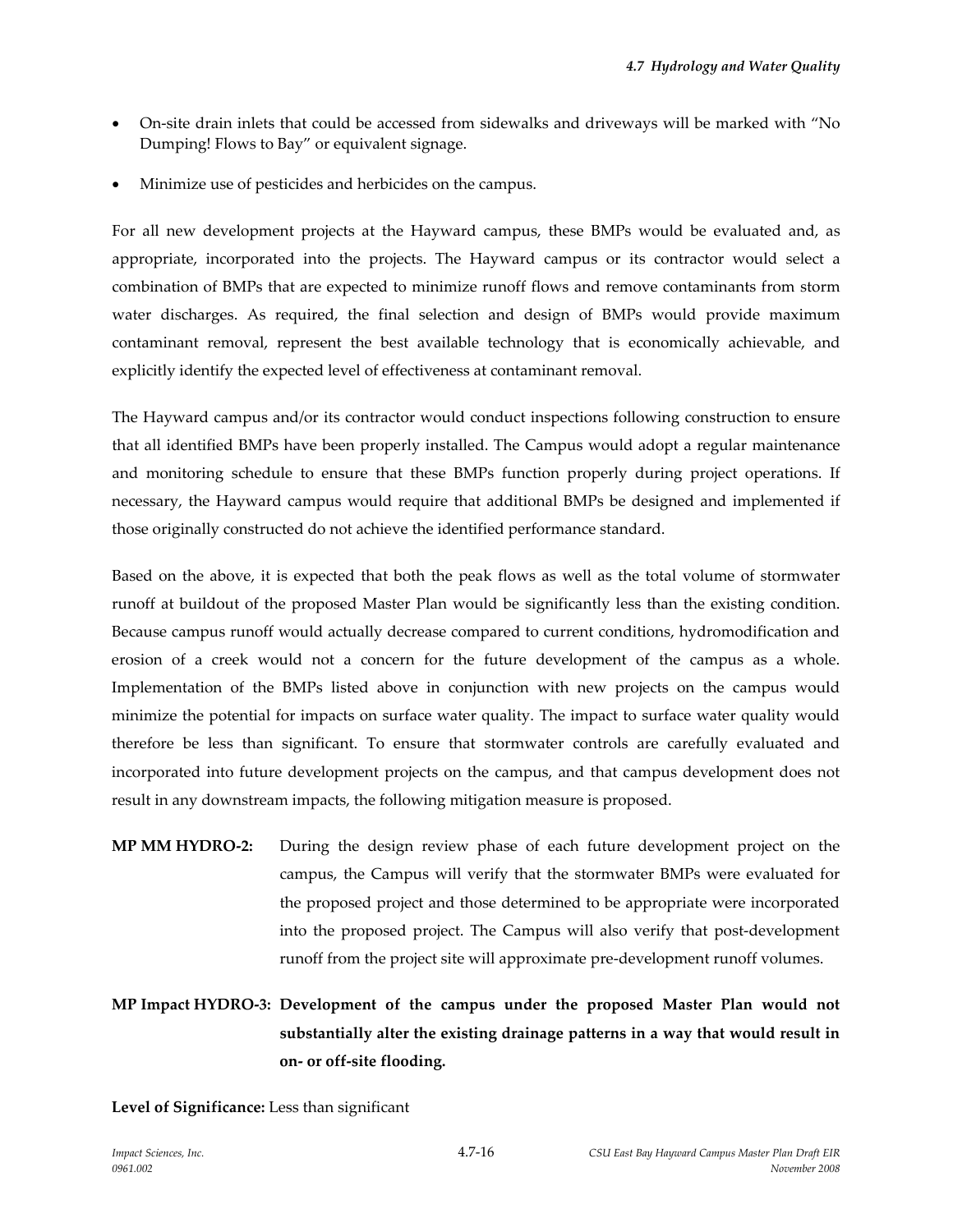- On-site drain inlets that could be accessed from sidewalks and driveways will be marked with "No Dumping! Flows to Bay" or equivalent signage.
- Minimize use of pesticides and herbicides on the campus.

For all new development projects at the Hayward campus, these BMPs would be evaluated and, as appropriate, incorporated into the projects. The Hayward campus or its contractor would select a combination of BMPs that are expected to minimize runoff flows and remove contaminants from storm water discharges. As required, the final selection and design of BMPs would provide maximum contaminant removal, represent the best available technology that is economically achievable, and explicitly identify the expected level of effectiveness at contaminant removal.

The Hayward campus and/or its contractor would conduct inspections following construction to ensure that all identified BMPs have been properly installed. The Campus would adopt a regular maintenance and monitoring schedule to ensure that these BMPs function properly during project operations. If necessary, the Hayward campus would require that additional BMPs be designed and implemented if those originally constructed do not achieve the identified performance standard.

Based on the above, it is expected that both the peak flows as well as the total volume of stormwater runoff at buildout of the proposed Master Plan would be significantly less than the existing condition. Because campus runoff would actually decrease compared to current conditions, hydromodification and erosion of a creek would not a concern for the future development of the campus as a whole. Implementation of the BMPs listed above in conjunction with new projects on the campus would minimize the potential for impacts on surface water quality. The impact to surface water quality would therefore be less than significant. To ensure that stormwater controls are carefully evaluated and incorporated into future development projects on the campus, and that campus development does not result in any downstream impacts, the following mitigation measure is proposed.

**MP MM HYDRO-2:** During the design review phase of each future development project on the campus, the Campus will verify that the stormwater BMPs were evaluated for the proposed project and those determined to be appropriate were incorporated into the proposed project. The Campus will also verify that post-development runoff from the project site will approximate pre-development runoff volumes.

**MP Impact HYDRO-3: Development of the campus under the proposed Master Plan would not substantially alter the existing drainage patterns in a way that would result in on- or off-site flooding.**

**Level of Significance:** Less than significant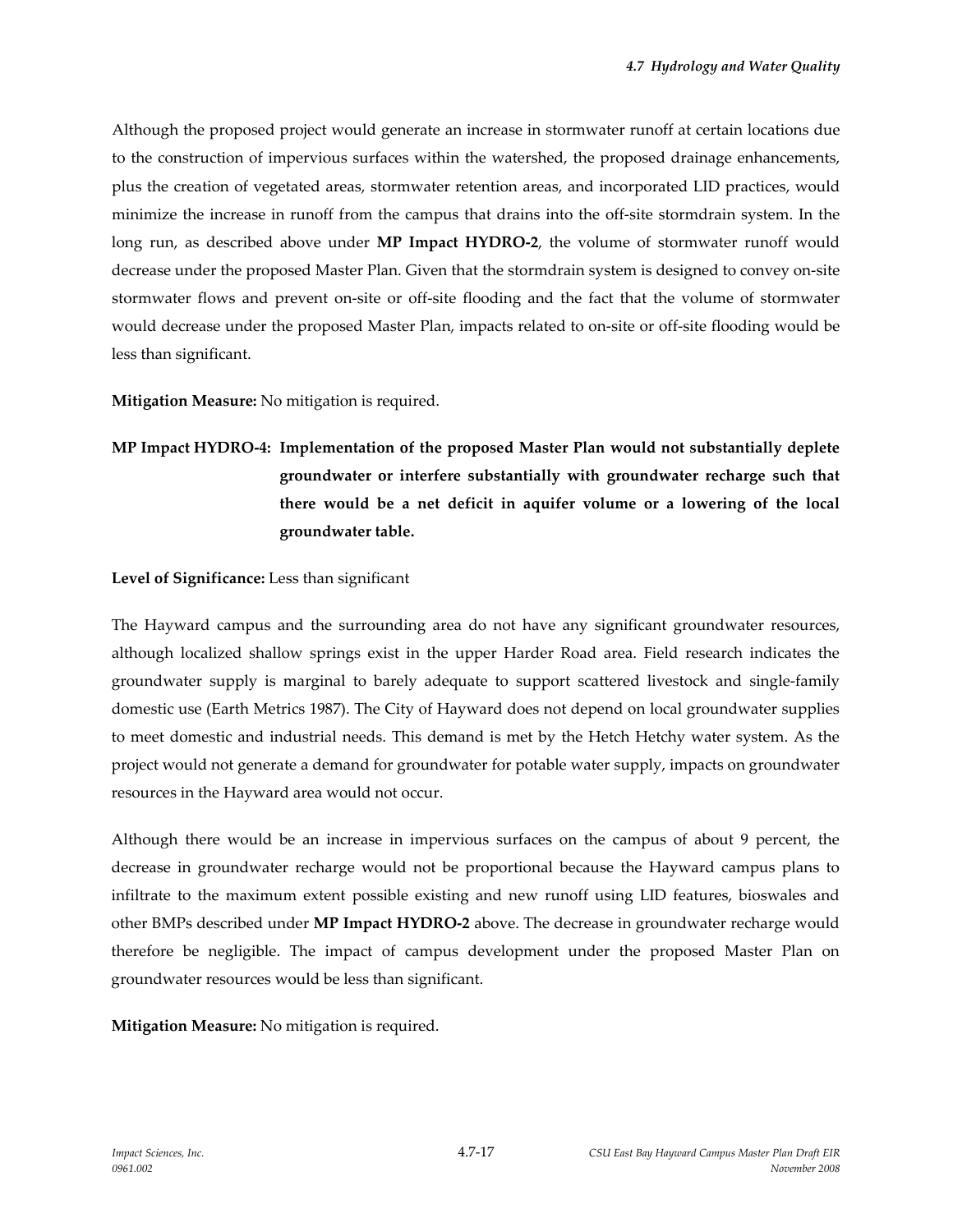Although the proposed project would generate an increase in stormwater runoff at certain locations due to the construction of impervious surfaces within the watershed, the proposed drainage enhancements, plus the creation of vegetated areas, stormwater retention areas, and incorporated LID practices, would minimize the increase in runoff from the campus that drains into the off-site stormdrain system. In the long run, as described above under **MP Impact HYDRO-2**, the volume of stormwater runoff would decrease under the proposed Master Plan. Given that the stormdrain system is designed to convey on-site stormwater flows and prevent on-site or off-site flooding and the fact that the volume of stormwater would decrease under the proposed Master Plan, impacts related to on-site or off-site flooding would be less than significant.

**Mitigation Measure:** No mitigation is required.

**MP Impact HYDRO-4: Implementation of the proposed Master Plan would not substantially deplete groundwater or interfere substantially with groundwater recharge such that there would be a net deficit in aquifer volume or a lowering of the local groundwater table.**

**Level of Significance:** Less than significant

The Hayward campus and the surrounding area do not have any significant groundwater resources, although localized shallow springs exist in the upper Harder Road area. Field research indicates the groundwater supply is marginal to barely adequate to support scattered livestock and single-family domestic use (Earth Metrics 1987). The City of Hayward does not depend on local groundwater supplies to meet domestic and industrial needs. This demand is met by the Hetch Hetchy water system. As the project would not generate a demand for groundwater for potable water supply, impacts on groundwater resources in the Hayward area would not occur.

Although there would be an increase in impervious surfaces on the campus of about 9 percent, the decrease in groundwater recharge would not be proportional because the Hayward campus plans to infiltrate to the maximum extent possible existing and new runoff using LID features, bioswales and other BMPs described under **MP Impact HYDRO-2** above. The decrease in groundwater recharge would therefore be negligible. The impact of campus development under the proposed Master Plan on groundwater resources would be less than significant.

**Mitigation Measure:** No mitigation is required.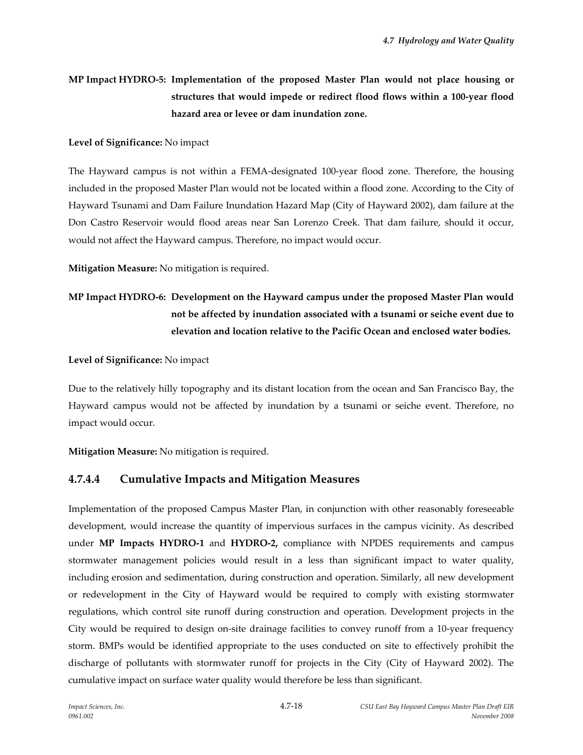**MP Impact HYDRO-5: Implementation of the proposed Master Plan would not place housing or structures that would impede or redirect flood flows within a 100-year flood hazard area or levee or dam inundation zone.**

**Level of Significance:** No impact

The Hayward campus is not within a FEMA-designated 100-year flood zone. Therefore, the housing included in the proposed Master Plan would not be located within a flood zone. According to the City of Hayward Tsunami and Dam Failure Inundation Hazard Map (City of Hayward 2002), dam failure at the Don Castro Reservoir would flood areas near San Lorenzo Creek. That dam failure, should it occur, would not affect the Hayward campus. Therefore, no impact would occur.

**Mitigation Measure:** No mitigation is required.

**MP Impact HYDRO-6: Development on the Hayward campus under the proposed Master Plan would not be affected by inundation associated with a tsunami or seiche event due to elevation and location relative to the Pacific Ocean and enclosed water bodies.**

**Level of Significance:** No impact

Due to the relatively hilly topography and its distant location from the ocean and San Francisco Bay, the Hayward campus would not be affected by inundation by a tsunami or seiche event. Therefore, no impact would occur.

**Mitigation Measure:** No mitigation is required.

### 4.7.4.4 Cumulative Impacts and Mitigation Measures

Implementation of the proposed Campus Master Plan, in conjunction with other reasonably foreseeable development, would increase the quantity of impervious surfaces in the campus vicinity. As described under **MP Impacts HYDRO-1** and **HYDRO-2,** compliance with NPDES requirements and campus stormwater management policies would result in a less than significant impact to water quality, including erosion and sedimentation, during construction and operation. Similarly, all new development or redevelopment in the City of Hayward would be required to comply with existing stormwater regulations, which control site runoff during construction and operation. Development projects in the City would be required to design on-site drainage facilities to convey runoff from a 10-year frequency storm. BMPs would be identified appropriate to the uses conducted on site to effectively prohibit the discharge of pollutants with stormwater runoff for projects in the City (City of Hayward 2002). The cumulative impact on surface water quality would therefore be less than significant.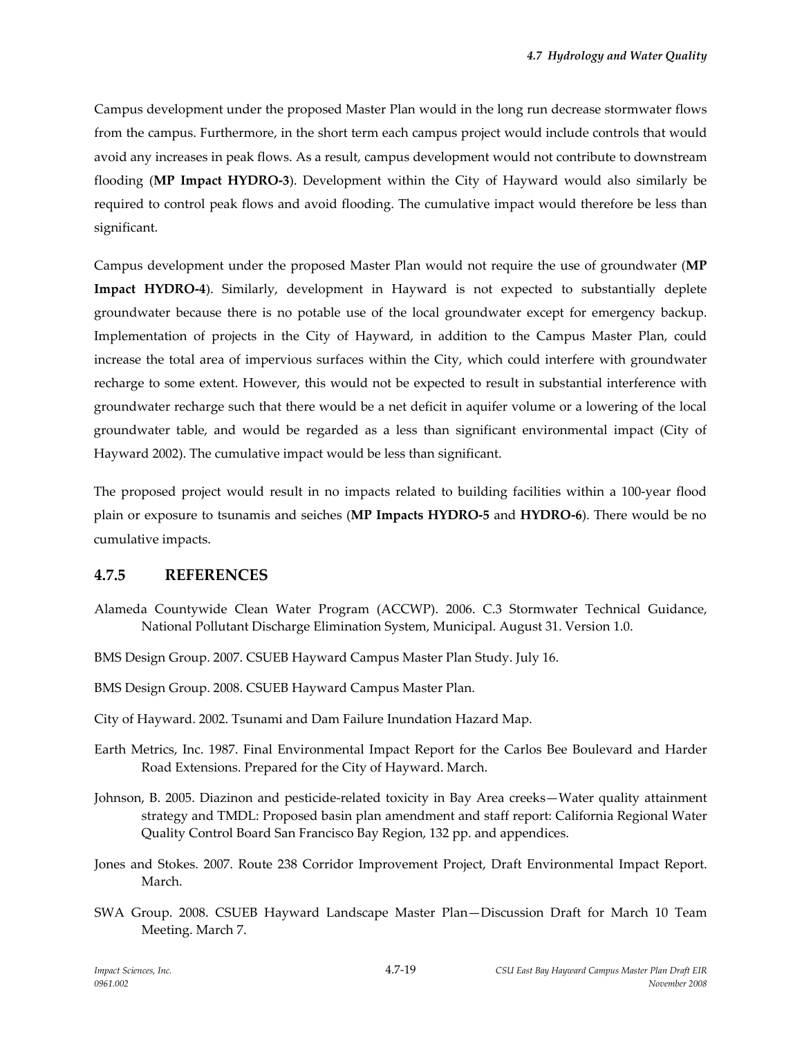Campus development under the proposed Master Plan would in the long run decrease stormwater flows from the campus. Furthermore, in the short term each campus project would include controls that would avoid any increases in peak flows. As a result, campus development would not contribute to downstream flooding (**MP Impact HYDRO-3**). Development within the City of Hayward would also similarly be required to control peak flows and avoid flooding. The cumulative impact would therefore be less than significant.

Campus development under the proposed Master Plan would not require the use of groundwater (**MP Impact HYDRO-4**). Similarly, development in Hayward is not expected to substantially deplete groundwater because there is no potable use of the local groundwater except for emergency backup. Implementation of projects in the City of Hayward, in addition to the Campus Master Plan, could increase the total area of impervious surfaces within the City, which could interfere with groundwater recharge to some extent. However, this would not be expected to result in substantial interference with groundwater recharge such that there would be a net deficit in aquifer volume or a lowering of the local groundwater table, and would be regarded as a less than significant environmental impact (City of Hayward 2002). The cumulative impact would be less than significant.

The proposed project would result in no impacts related to building facilities within a 100-year flood plain or exposure to tsunamis and seiches (**MP Impacts HYDRO-5** and **HYDRO-6**). There would be no cumulative impacts.

## 4.7.5 REFERENCES

Alameda Countywide Clean Water Program (ACCWP). 2006. C.3 Stormwater Technical Guidance, National Pollutant Discharge Elimination System, Municipal. August 31. Version 1.0.

BMS Design Group. 2007. CSUEB Hayward Campus Master Plan Study. July 16.

BMS Design Group. 2008. CSUEB Hayward Campus Master Plan.

City of Hayward. 2002. Tsunami and Dam Failure Inundation Hazard Map.

Earth Metrics, Inc. 1987. Final Environmental Impact Report for the Carlos Bee Boulevard and Harder Road Extensions. Prepared for the City of Hayward. March.

Johnson, B. 2005. Diazinon and pesticide-related toxicity in Bay Area creeks—Water quality attainment strategy and TMDL: Proposed basin plan amendment and staff report: California Regional Water Quality Control Board San Francisco Bay Region, 132 pp. and appendices.

Jones and Stokes. 2007. Route 238 Corridor Improvement Project, Draft Environmental Impact Report. March.

SWA Group. 2008. CSUEB Hayward Landscape Master Plan—Discussion Draft for March 10 Team Meeting. March 7.